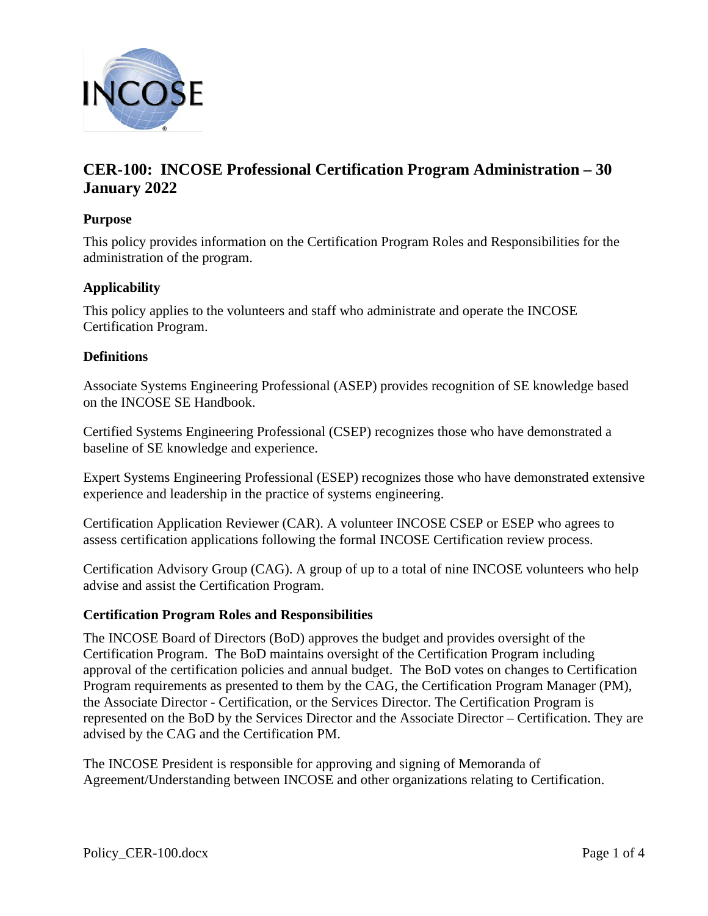# CER-100: INCOSE Professional Certification Program Administration – 30 January 2022

### Purpose

This policy provides information on the Certification Program Roles and Responsibilities for the administration of the program.

### Applicability

This policy applies to the volunteers and staff who administrate and operate the INCOSE Certification Program.

### Definitions

Associate Systems Engineering Professional (ASEP) provides recognition of SE knowledge based on the INCOSE SE Handbook.

Certified Systems Engineering Professional (CSEP) recognizes those who have demonstrated a baseline of SE knowledge and experience.

Expert Systems Engineering Professional (ESEP) recognizes those who have demonstrated extensive experience and leadership in the practice of systems engineering.

Certification Application Reviewer (CAR). A volunteer INCOSE CSEP or ESEP who agrees to assess certification applications following the formal INCOSE Certification review process.

Certification Advisory Group (CAG). A group of up to a total of nine INCOSE volunteers who help advise and assist the Certification Program.

### Certification Program Roles and Responsibilities

The INCOSE Board of Directors (BoD) approves the budget and provides oversight of the Certification Program. The BoD maintains oversight of the Certification Program including approval of the certification policies and annual budget. The BoD votes on changes to Certification Program requirements as presented to them by the CAG, the Certification Program Manager (PM), the Associate Director - Certification, or the Services Director. The Certification Program is represented on the BoD by the Services Director and the Associate Director – Certification. They are advised by the CAG and the Certification PM.

The INCOSE President is responsible for approving and signing of Memoranda of Agreement/Understanding between INCOSE and other organizations relating to Certification.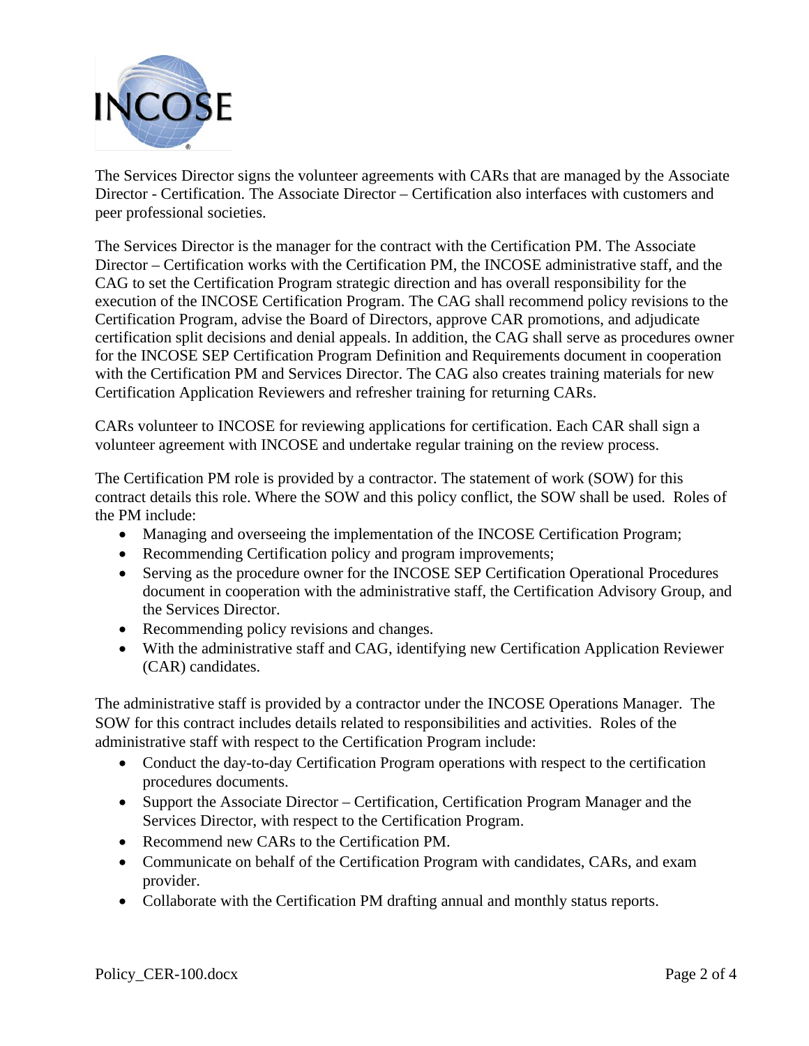The Services Director signs the volunteer agreements with CARs that are managed by the Associate Director - Certification. The Associate Director – Certification also interfaces with customers and peer professional societies.

The Services Director is the manager for the contract with the Certification PM. The Associate Director – Certification works with the Certification PM, the INCOSE administrative staff, and the CAG to set the Certification Program strategic direction and has overall responsibility for the execution of the INCOSE Certification Program. The CAG shall recommend policy revisions to the Certification Program, advise the Board of Directors, approve CAR promotions, and adjudicate certification split decisions and denial appeals. In addition, the CAG shall serve as procedures owner for the INCOSE SEP Certification Program Definition and Requirements document in cooperation with the Certification PM and Services Director. The CAG also creates training materials for new Certification Application Reviewers and refresher training for returning CARs.

CARs volunteer to INCOSE for reviewing applications for certification. Each CAR shall sign a volunteer agreement with INCOSE and undertake regular training on the review process.

The Certification PM role is provided by a contractor. The statement of work (SOW) for this contract details this role. Where the SOW and this policy conflict, the SOW shall be used. Roles of the PM include:

- Managing and overseeing the implementation of the INCOSE Certification Program;
- Recommending Certification policy and program improvements;
- Serving as the procedure owner for the INCOSE SEP Certification Operational Procedures document in cooperation with the administrative staff, the Certification Advisory Group, and the Services Director.
- Recommending policy revisions and changes.
- With the administrative staff and CAG, identifying new Certification Application Reviewer (CAR) candidates.

The administrative staff is provided by a contractor under the INCOSE Operations Manager. The SOW for this contract includes details related to responsibilities and activities. Roles of the administrative staff with respect to the Certification Program include:

- Conduct the day-to-day Certification Program operations with respect to the certification procedures documents.
- Support the Associate Director – Certification, Certification Program Manager and the Services Director, with respect to the Certification Program.
- Recommend new CARs to the Certification PM.
- Communicate on behalf of the Certification Program with candidates, CARs, and exam provider.
- Collaborate with the Certification PM drafting annual and monthly status reports.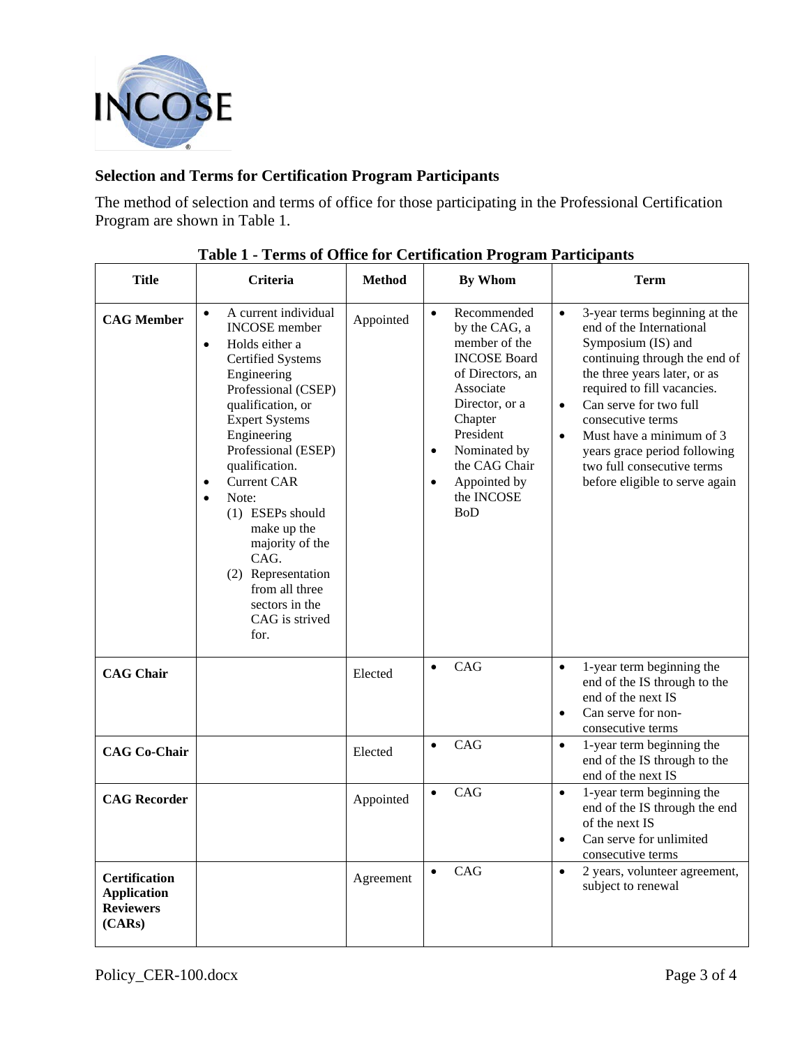### Selection and Terms for Certification Program Participants

The method of selection and terms of office for those participating in the Professional Certification Program are shown in Table 1.

**Table 1 - Terms of Office for Certification Program Participants**

| Title | Criteria | Method | By Whom | Term |
|---|---|---|---|---|
| **CAG Member** | • A current individual INCOSE member<br>• Holds either a Certified Systems Engineering Professional (CSEP) qualification, or Expert Systems Engineering Professional (ESEP) qualification.<br>• Current CAR<br>• Note:<br>(1) ESEPs should make up the majority of the CAG.<br>(2) Representation from all three sectors in the CAG is strived for. | Appointed | • Recommended by the CAG, a member of the INCOSE Board of Directors, an Associate Director, or a Chapter President<br>• Nominated by the CAG Chair<br>• Appointed by the INCOSE BoD | • 3-year terms beginning at the end of the International Symposium (IS) and continuing through the end of the three years later, or as required to fill vacancies.<br>• Can serve for two full consecutive terms<br>• Must have a minimum of 3 years grace period following two full consecutive terms before eligible to serve again |
| **CAG Chair** | | Elected | • CAG | • 1-year term beginning the end of the IS through to the end of the next IS<br>• Can serve for non-consecutive terms |
| **CAG Co-Chair** | | Elected | • CAG | • 1-year term beginning the end of the IS through to the end of the next IS |
| **CAG Recorder** | | Appointed | • CAG | • 1-year term beginning the end of the IS through the end of the next IS<br>• Can serve for unlimited consecutive terms |
| **Certification Application Reviewers (CARs)** | | Agreement | • CAG | • 2 years, volunteer agreement, subject to renewal |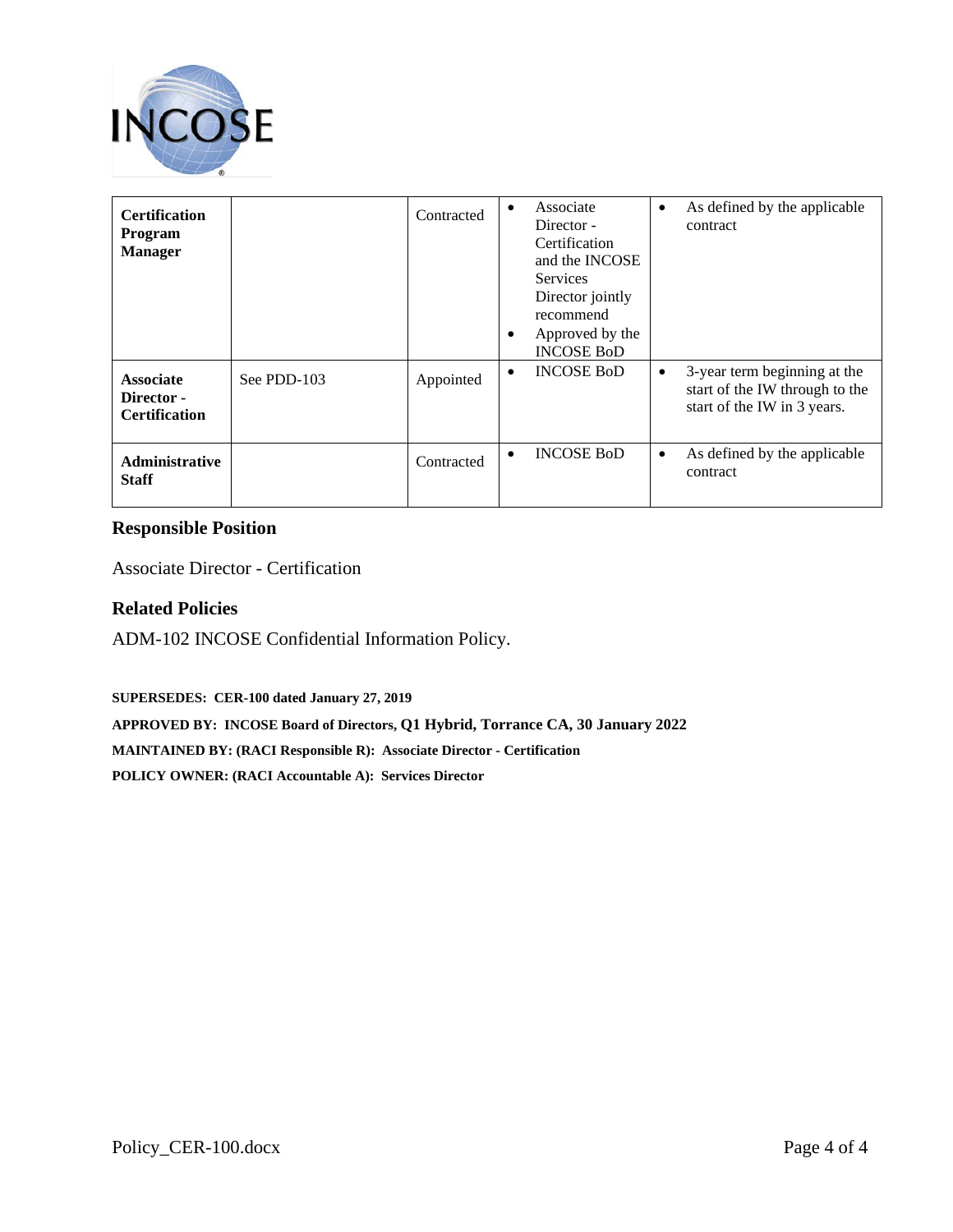| | | | | |
|---|---|---|---|---|
| **Certification Program Manager** | | Contracted | • Associate Director - Certification and the INCOSE Services Director jointly recommend<br>• Approved by the INCOSE BoD | • As defined by the applicable contract |
| **Associate Director - Certification** | See PDD-103 | Appointed | • INCOSE BoD | • 3-year term beginning at the start of the IW through to the start of the IW in 3 years. |
| **Administrative Staff** | | Contracted | • INCOSE BoD | • As defined by the applicable contract |

## Responsible Position

Associate Director - Certification

## Related Policies

ADM-102 INCOSE Confidential Information Policy.

**SUPERSEDES: CER-100 dated January 27, 2019**

**APPROVED BY: INCOSE Board of Directors, Q1 Hybrid, Torrance CA, 30 January 2022**

**MAINTAINED BY: (RACI Responsible R): Associate Director - Certification**

**POLICY OWNER: (RACI Accountable A): Services Director**